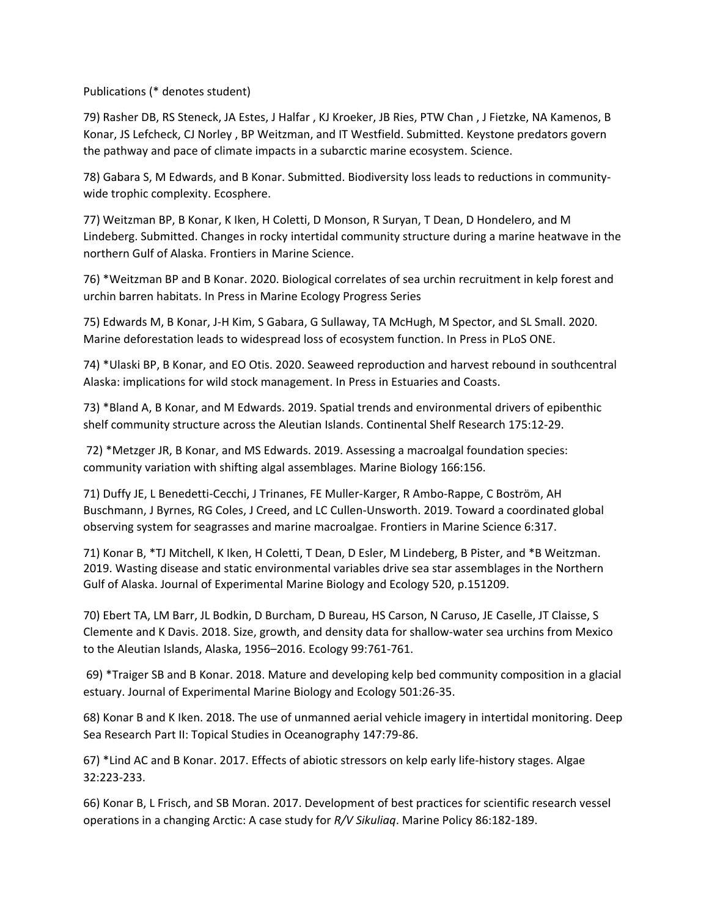Publications (* denotes student)

79) Rasher DB, RS Steneck, JA Estes, J Halfar , KJ Kroeker, JB Ries, PTW Chan , J Fietzke, NA Kamenos, B Konar, JS Lefcheck, CJ Norley , BP Weitzman, and IT Westfield. Submitted. Keystone predators govern the pathway and pace of climate impacts in a subarctic marine ecosystem. Science.

78) Gabara S, M Edwards, and B Konar. Submitted. Biodiversity loss leads to reductions in community-wide trophic complexity. Ecosphere.

77) Weitzman BP, B Konar, K Iken, H Coletti, D Monson, R Suryan, T Dean, D Hondelero, and M Lindeberg. Submitted. Changes in rocky intertidal community structure during a marine heatwave in the northern Gulf of Alaska. Frontiers in Marine Science.

76) *Weitzman BP and B Konar. 2020. Biological correlates of sea urchin recruitment in kelp forest and urchin barren habitats. In Press in Marine Ecology Progress Series

75) Edwards M, B Konar, J-H Kim, S Gabara, G Sullaway, TA McHugh, M Spector, and SL Small. 2020. Marine deforestation leads to widespread loss of ecosystem function. In Press in PLoS ONE.

74) *Ulaski BP, B Konar, and EO Otis. 2020. Seaweed reproduction and harvest rebound in southcentral Alaska: implications for wild stock management. In Press in Estuaries and Coasts.

73) *Bland A, B Konar, and M Edwards. 2019. Spatial trends and environmental drivers of epibenthic shelf community structure across the Aleutian Islands. Continental Shelf Research 175:12-29.

72) *Metzger JR, B Konar, and MS Edwards. 2019. Assessing a macroalgal foundation species: community variation with shifting algal assemblages. Marine Biology 166:156.

71) Duffy JE, L Benedetti-Cecchi, J Trinanes, FE Muller-Karger, R Ambo-Rappe, C Boström, AH Buschmann, J Byrnes, RG Coles, J Creed, and LC Cullen-Unsworth. 2019. Toward a coordinated global observing system for seagrasses and marine macroalgae. Frontiers in Marine Science 6:317.

71) Konar B, *TJ Mitchell, K Iken, H Coletti, T Dean, D Esler, M Lindeberg, B Pister, and *B Weitzman. 2019. Wasting disease and static environmental variables drive sea star assemblages in the Northern Gulf of Alaska. Journal of Experimental Marine Biology and Ecology 520, p.151209.

70) Ebert TA, LM Barr, JL Bodkin, D Burcham, D Bureau, HS Carson, N Caruso, JE Caselle, JT Claisse, S Clemente and K Davis. 2018. Size, growth, and density data for shallow-water sea urchins from Mexico to the Aleutian Islands, Alaska, 1956–2016. Ecology 99:761-761.

69) *Traiger SB and B Konar. 2018. Mature and developing kelp bed community composition in a glacial estuary. Journal of Experimental Marine Biology and Ecology 501:26-35.

68) Konar B and K Iken. 2018. The use of unmanned aerial vehicle imagery in intertidal monitoring. Deep Sea Research Part II: Topical Studies in Oceanography 147:79-86.

67) *Lind AC and B Konar. 2017. Effects of abiotic stressors on kelp early life-history stages. Algae 32:223-233.

66) Konar B, L Frisch, and SB Moran. 2017. Development of best practices for scientific research vessel operations in a changing Arctic: A case study for *R/V Sikuliaq*. Marine Policy 86:182-189.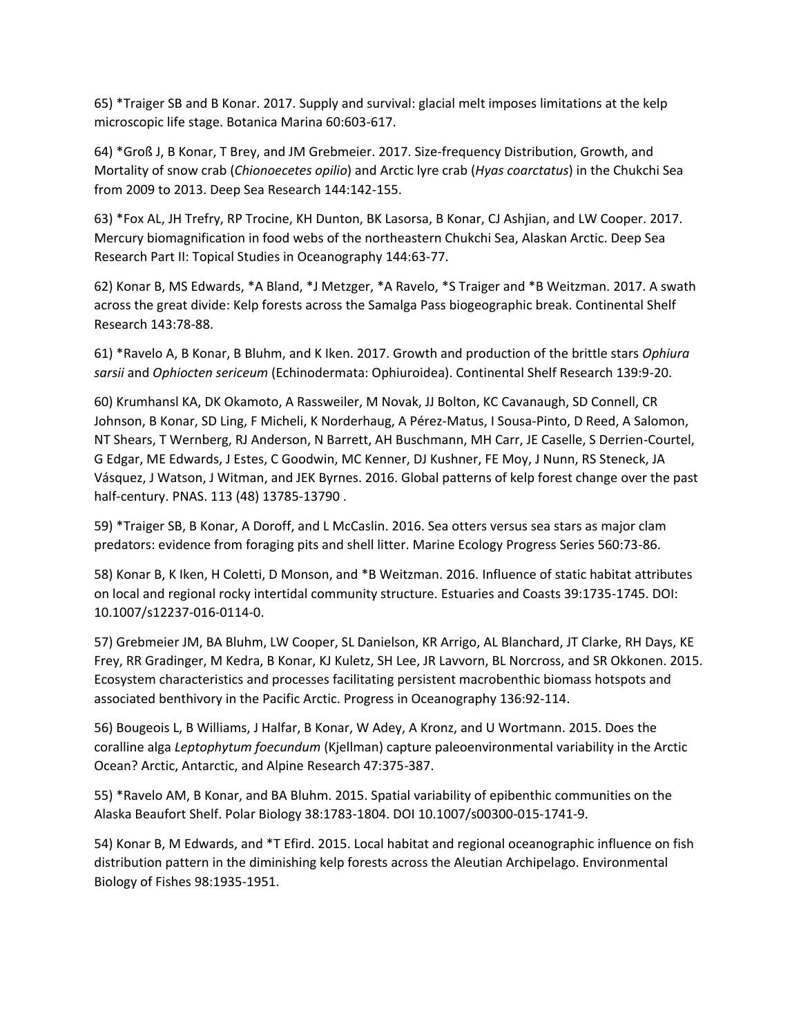65) *Traiger SB and B Konar. 2017. Supply and survival: glacial melt imposes limitations at the kelp microscopic life stage. Botanica Marina 60:603-617.

64) *Groß J, B Konar, T Brey, and JM Grebmeier. 2017. Size-frequency Distribution, Growth, and Mortality of snow crab (*Chionoecetes opilio*) and Arctic lyre crab (*Hyas coarctatus*) in the Chukchi Sea from 2009 to 2013. Deep Sea Research 144:142-155.

63) *Fox AL, JH Trefry, RP Trocine, KH Dunton, BK Lasorsa, B Konar, CJ Ashjian, and LW Cooper. 2017. Mercury biomagnification in food webs of the northeastern Chukchi Sea, Alaskan Arctic. Deep Sea Research Part II: Topical Studies in Oceanography 144:63-77.

62) Konar B, MS Edwards, *A Bland, *J Metzger, *A Ravelo, *S Traiger and *B Weitzman. 2017. A swath across the great divide: Kelp forests across the Samalga Pass biogeographic break. Continental Shelf Research 143:78-88.

61) *Ravelo A, B Konar, B Bluhm, and K Iken. 2017. Growth and production of the brittle stars *Ophiura sarsii* and *Ophiocten sericeum* (Echinodermata: Ophiuroidea). Continental Shelf Research 139:9-20.

60) Krumhansl KA, DK Okamoto, A Rassweiler, M Novak, JJ Bolton, KC Cavanaugh, SD Connell, CR Johnson, B Konar, SD Ling, F Micheli, K Norderhaug, A Pérez-Matus, I Sousa-Pinto, D Reed, A Salomon, NT Shears, T Wernberg, RJ Anderson, N Barrett, AH Buschmann, MH Carr, JE Caselle, S Derrien-Courtel, G Edgar, ME Edwards, J Estes, C Goodwin, MC Kenner, DJ Kushner, FE Moy, J Nunn, RS Steneck, JA Vásquez, J Watson, J Witman, and JEK Byrnes. 2016. Global patterns of kelp forest change over the past half-century. PNAS. 113 (48) 13785-13790 .

59) *Traiger SB, B Konar, A Doroff, and L McCaslin. 2016. Sea otters versus sea stars as major clam predators: evidence from foraging pits and shell litter. Marine Ecology Progress Series 560:73-86.

58) Konar B, K Iken, H Coletti, D Monson, and *B Weitzman. 2016. Influence of static habitat attributes on local and regional rocky intertidal community structure. Estuaries and Coasts 39:1735-1745. DOI: 10.1007/s12237-016-0114-0.

57) Grebmeier JM, BA Bluhm, LW Cooper, SL Danielson, KR Arrigo, AL Blanchard, JT Clarke, RH Days, KE Frey, RR Gradinger, M Kedra, B Konar, KJ Kuletz, SH Lee, JR Lavvorn, BL Norcross, and SR Okkonen. 2015. Ecosystem characteristics and processes facilitating persistent macrobenthic biomass hotspots and associated benthivory in the Pacific Arctic. Progress in Oceanography 136:92-114.

56) Bougeois L, B Williams, J Halfar, B Konar, W Adey, A Kronz, and U Wortmann. 2015. Does the coralline alga *Leptophytum foecundum* (Kjellman) capture paleoenvironmental variability in the Arctic Ocean? Arctic, Antarctic, and Alpine Research 47:375-387.

55) *Ravelo AM, B Konar, and BA Bluhm. 2015. Spatial variability of epibenthic communities on the Alaska Beaufort Shelf. Polar Biology 38:1783-1804. DOI 10.1007/s00300-015-1741-9.

54) Konar B, M Edwards, and *T Efird. 2015. Local habitat and regional oceanographic influence on fish distribution pattern in the diminishing kelp forests across the Aleutian Archipelago. Environmental Biology of Fishes 98:1935-1951.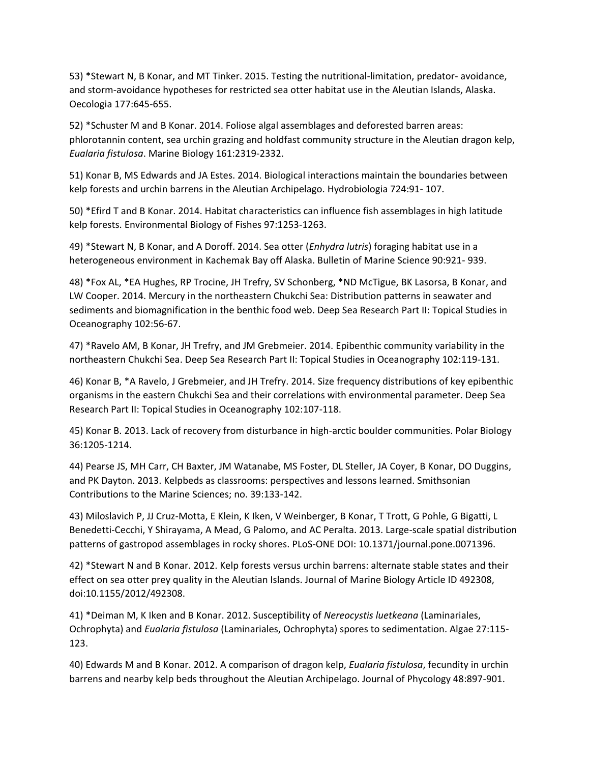53) *Stewart N, B Konar, and MT Tinker. 2015. Testing the nutritional-limitation, predator- avoidance, and storm-avoidance hypotheses for restricted sea otter habitat use in the Aleutian Islands, Alaska. Oecologia 177:645-655.

52) *Schuster M and B Konar. 2014. Foliose algal assemblages and deforested barren areas: phlorotannin content, sea urchin grazing and holdfast community structure in the Aleutian dragon kelp, *Eualaria fistulosa*. Marine Biology 161:2319-2332.

51) Konar B, MS Edwards and JA Estes. 2014. Biological interactions maintain the boundaries between kelp forests and urchin barrens in the Aleutian Archipelago. Hydrobiologia 724:91- 107.

50) *Efird T and B Konar. 2014. Habitat characteristics can influence fish assemblages in high latitude kelp forests. Environmental Biology of Fishes 97:1253-1263.

49) *Stewart N, B Konar, and A Doroff. 2014. Sea otter (*Enhydra lutris*) foraging habitat use in a heterogeneous environment in Kachemak Bay off Alaska. Bulletin of Marine Science 90:921- 939.

48) *Fox AL, *EA Hughes, RP Trocine, JH Trefry, SV Schonberg, *ND McTigue, BK Lasorsa, B Konar, and LW Cooper. 2014. Mercury in the northeastern Chukchi Sea: Distribution patterns in seawater and sediments and biomagnification in the benthic food web. Deep Sea Research Part II: Topical Studies in Oceanography 102:56-67.

47) *Ravelo AM, B Konar, JH Trefry, and JM Grebmeier. 2014. Epibenthic community variability in the northeastern Chukchi Sea. Deep Sea Research Part II: Topical Studies in Oceanography 102:119-131.

46) Konar B, *A Ravelo, J Grebmeier, and JH Trefry. 2014. Size frequency distributions of key epibenthic organisms in the eastern Chukchi Sea and their correlations with environmental parameter. Deep Sea Research Part II: Topical Studies in Oceanography 102:107-118.

45) Konar B. 2013. Lack of recovery from disturbance in high-arctic boulder communities. Polar Biology 36:1205-1214.

44) Pearse JS, MH Carr, CH Baxter, JM Watanabe, MS Foster, DL Steller, JA Coyer, B Konar, DO Duggins, and PK Dayton. 2013. Kelpbeds as classrooms: perspectives and lessons learned. Smithsonian Contributions to the Marine Sciences; no. 39:133-142.

43) Miloslavich P, JJ Cruz-Motta, E Klein, K Iken, V Weinberger, B Konar, T Trott, G Pohle, G Bigatti, L Benedetti-Cecchi, Y Shirayama, A Mead, G Palomo, and AC Peralta. 2013. Large-scale spatial distribution patterns of gastropod assemblages in rocky shores. PLoS-ONE DOI: 10.1371/journal.pone.0071396.

42) *Stewart N and B Konar. 2012. Kelp forests versus urchin barrens: alternate stable states and their effect on sea otter prey quality in the Aleutian Islands. Journal of Marine Biology Article ID 492308, doi:10.1155/2012/492308.

41) *Deiman M, K Iken and B Konar. 2012. Susceptibility of *Nereocystis luetkeana* (Laminariales, Ochrophyta) and *Eualaria fistulosa* (Laminariales, Ochrophyta) spores to sedimentation. Algae 27:115-123.

40) Edwards M and B Konar. 2012. A comparison of dragon kelp, *Eualaria fistulosa*, fecundity in urchin barrens and nearby kelp beds throughout the Aleutian Archipelago. Journal of Phycology 48:897-901.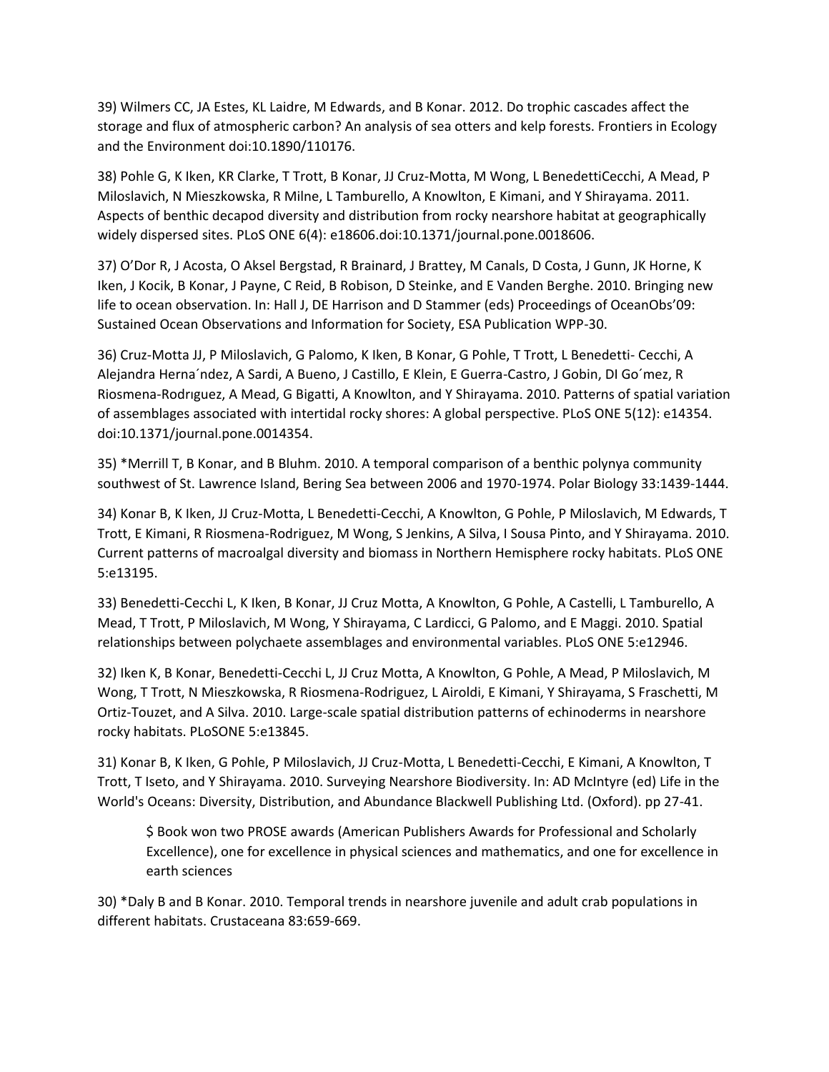39) Wilmers CC, JA Estes, KL Laidre, M Edwards, and B Konar. 2012. Do trophic cascades affect the storage and flux of atmospheric carbon? An analysis of sea otters and kelp forests. Frontiers in Ecology and the Environment doi:10.1890/110176.

38) Pohle G, K Iken, KR Clarke, T Trott, B Konar, JJ Cruz-Motta, M Wong, L BenedettiCecchi, A Mead, P Miloslavich, N Mieszkowska, R Milne, L Tamburello, A Knowlton, E Kimani, and Y Shirayama. 2011. Aspects of benthic decapod diversity and distribution from rocky nearshore habitat at geographically widely dispersed sites. PLoS ONE 6(4): e18606.doi:10.1371/journal.pone.0018606.

37) O'Dor R, J Acosta, O Aksel Bergstad, R Brainard, J Brattey, M Canals, D Costa, J Gunn, JK Horne, K Iken, J Kocik, B Konar, J Payne, C Reid, B Robison, D Steinke, and E Vanden Berghe. 2010. Bringing new life to ocean observation. In: Hall J, DE Harrison and D Stammer (eds) Proceedings of OceanObs'09: Sustained Ocean Observations and Information for Society, ESA Publication WPP-30.

36) Cruz-Motta JJ, P Miloslavich, G Palomo, K Iken, B Konar, G Pohle, T Trott, L Benedetti- Cecchi, A Alejandra Herna´ndez, A Sardi, A Bueno, J Castillo, E Klein, E Guerra-Castro, J Gobin, DI Go´mez, R Riosmena-Rodrıguez, A Mead, G Bigatti, A Knowlton, and Y Shirayama. 2010. Patterns of spatial variation of assemblages associated with intertidal rocky shores: A global perspective. PLoS ONE 5(12): e14354. doi:10.1371/journal.pone.0014354.

35) *Merrill T, B Konar, and B Bluhm. 2010. A temporal comparison of a benthic polynya community southwest of St. Lawrence Island, Bering Sea between 2006 and 1970-1974. Polar Biology 33:1439-1444.

34) Konar B, K Iken, JJ Cruz-Motta, L Benedetti-Cecchi, A Knowlton, G Pohle, P Miloslavich, M Edwards, T Trott, E Kimani, R Riosmena-Rodriguez, M Wong, S Jenkins, A Silva, I Sousa Pinto, and Y Shirayama. 2010. Current patterns of macroalgal diversity and biomass in Northern Hemisphere rocky habitats. PLoS ONE 5:e13195.

33) Benedetti-Cecchi L, K Iken, B Konar, JJ Cruz Motta, A Knowlton, G Pohle, A Castelli, L Tamburello, A Mead, T Trott, P Miloslavich, M Wong, Y Shirayama, C Lardicci, G Palomo, and E Maggi. 2010. Spatial relationships between polychaete assemblages and environmental variables. PLoS ONE 5:e12946.

32) Iken K, B Konar, Benedetti-Cecchi L, JJ Cruz Motta, A Knowlton, G Pohle, A Mead, P Miloslavich, M Wong, T Trott, N Mieszkowska, R Riosmena-Rodriguez, L Airoldi, E Kimani, Y Shirayama, S Fraschetti, M Ortiz-Touzet, and A Silva. 2010. Large-scale spatial distribution patterns of echinoderms in nearshore rocky habitats. PLoSONE 5:e13845.

31) Konar B, K Iken, G Pohle, P Miloslavich, JJ Cruz-Motta, L Benedetti-Cecchi, E Kimani, A Knowlton, T Trott, T Iseto, and Y Shirayama. 2010. Surveying Nearshore Biodiversity. In: AD McIntyre (ed) Life in the World's Oceans: Diversity, Distribution, and Abundance Blackwell Publishing Ltd. (Oxford). pp 27-41.

> $ Book won two PROSE awards (American Publishers Awards for Professional and Scholarly Excellence), one for excellence in physical sciences and mathematics, and one for excellence in earth sciences

30) *Daly B and B Konar. 2010. Temporal trends in nearshore juvenile and adult crab populations in different habitats. Crustaceana 83:659-669.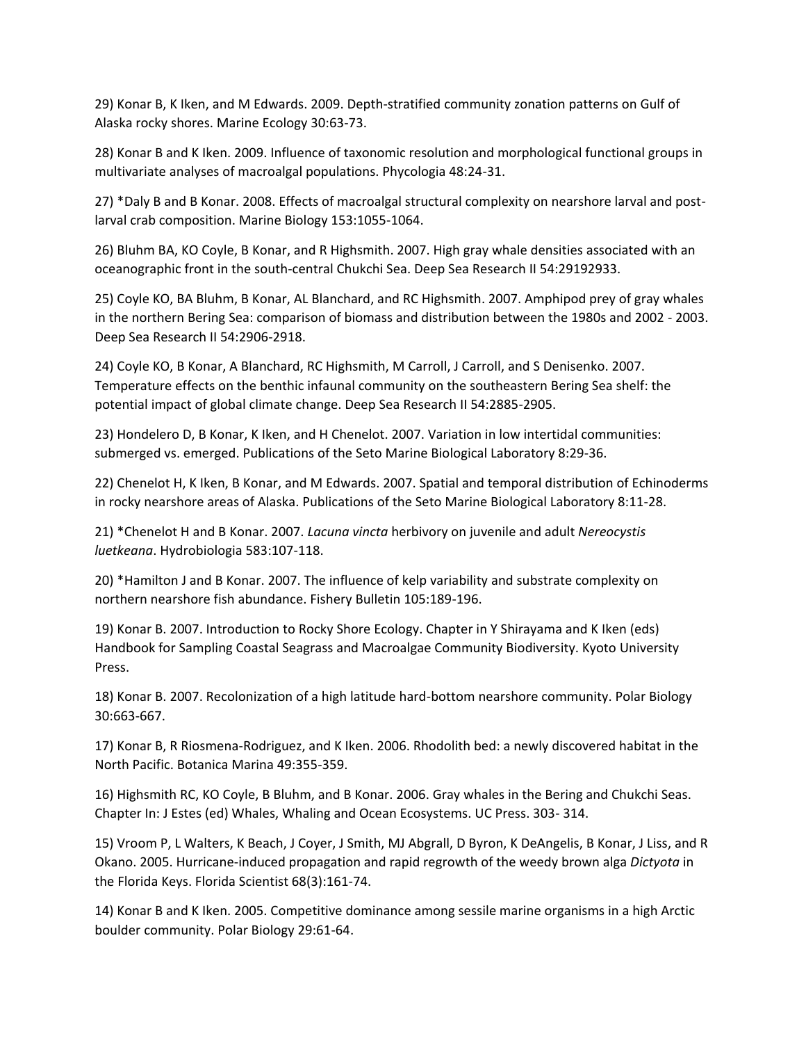29) Konar B, K Iken, and M Edwards. 2009. Depth-stratified community zonation patterns on Gulf of Alaska rocky shores. Marine Ecology 30:63-73.

28) Konar B and K Iken. 2009. Influence of taxonomic resolution and morphological functional groups in multivariate analyses of macroalgal populations. Phycologia 48:24-31.

27) *Daly B and B Konar. 2008. Effects of macroalgal structural complexity on nearshore larval and post-larval crab composition. Marine Biology 153:1055-1064.

26) Bluhm BA, KO Coyle, B Konar, and R Highsmith. 2007. High gray whale densities associated with an oceanographic front in the south-central Chukchi Sea. Deep Sea Research II 54:29192933.

25) Coyle KO, BA Bluhm, B Konar, AL Blanchard, and RC Highsmith. 2007. Amphipod prey of gray whales in the northern Bering Sea: comparison of biomass and distribution between the 1980s and 2002 - 2003. Deep Sea Research II 54:2906-2918.

24) Coyle KO, B Konar, A Blanchard, RC Highsmith, M Carroll, J Carroll, and S Denisenko. 2007. Temperature effects on the benthic infaunal community on the southeastern Bering Sea shelf: the potential impact of global climate change. Deep Sea Research II 54:2885-2905.

23) Hondelero D, B Konar, K Iken, and H Chenelot. 2007. Variation in low intertidal communities: submerged vs. emerged. Publications of the Seto Marine Biological Laboratory 8:29-36.

22) Chenelot H, K Iken, B Konar, and M Edwards. 2007. Spatial and temporal distribution of Echinoderms in rocky nearshore areas of Alaska. Publications of the Seto Marine Biological Laboratory 8:11-28.

21) *Chenelot H and B Konar. 2007. *Lacuna vincta* herbivory on juvenile and adult *Nereocystis luetkeana*. Hydrobiologia 583:107-118.

20) *Hamilton J and B Konar. 2007. The influence of kelp variability and substrate complexity on northern nearshore fish abundance. Fishery Bulletin 105:189-196.

19) Konar B. 2007. Introduction to Rocky Shore Ecology. Chapter in Y Shirayama and K Iken (eds) Handbook for Sampling Coastal Seagrass and Macroalgae Community Biodiversity. Kyoto University Press.

18) Konar B. 2007. Recolonization of a high latitude hard-bottom nearshore community. Polar Biology 30:663-667.

17) Konar B, R Riosmena-Rodriguez, and K Iken. 2006. Rhodolith bed: a newly discovered habitat in the North Pacific. Botanica Marina 49:355-359.

16) Highsmith RC, KO Coyle, B Bluhm, and B Konar. 2006. Gray whales in the Bering and Chukchi Seas. Chapter In: J Estes (ed) Whales, Whaling and Ocean Ecosystems. UC Press. 303- 314.

15) Vroom P, L Walters, K Beach, J Coyer, J Smith, MJ Abgrall, D Byron, K DeAngelis, B Konar, J Liss, and R Okano. 2005. Hurricane-induced propagation and rapid regrowth of the weedy brown alga *Dictyota* in the Florida Keys. Florida Scientist 68(3):161-74.

14) Konar B and K Iken. 2005. Competitive dominance among sessile marine organisms in a high Arctic boulder community. Polar Biology 29:61-64.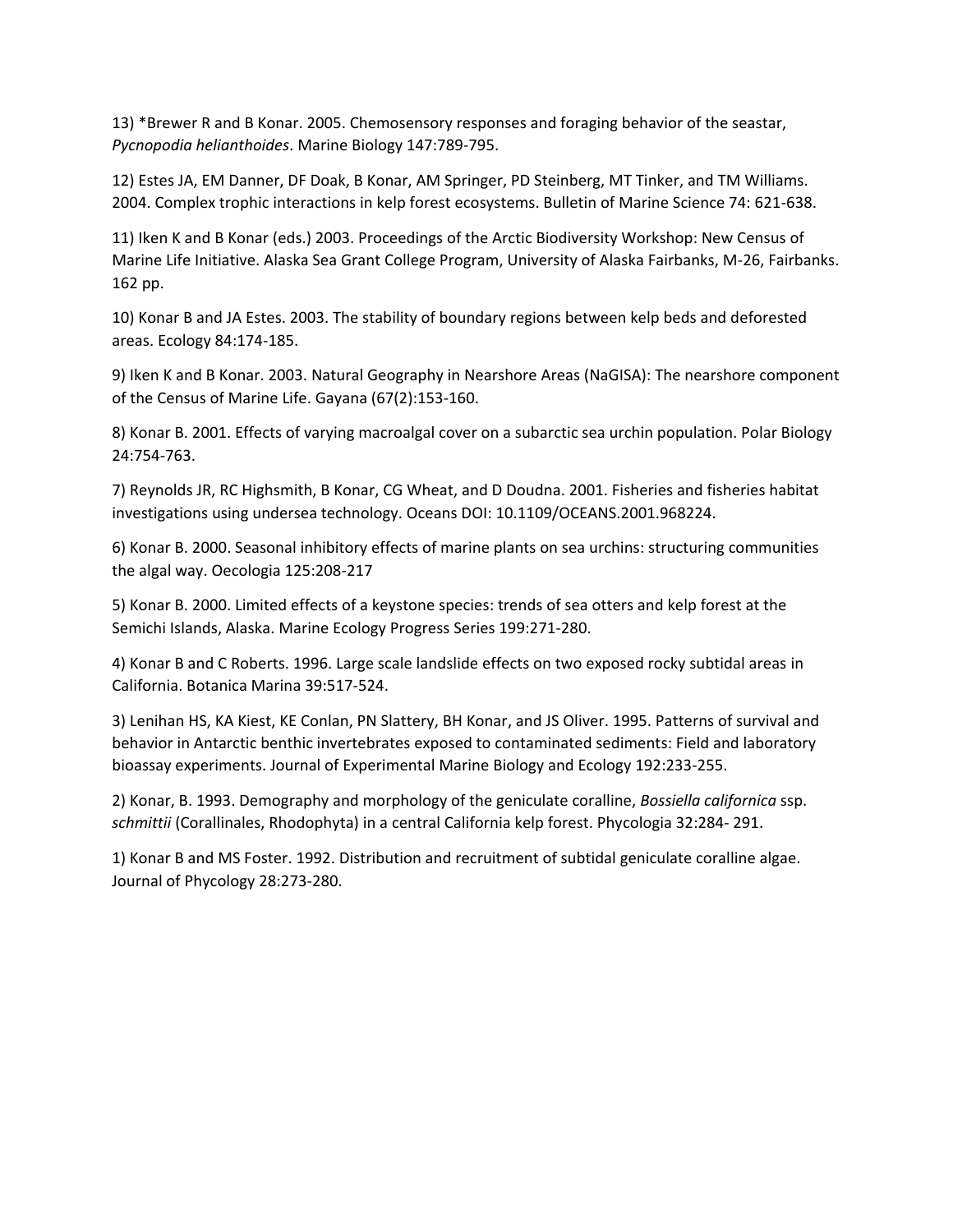13) *Brewer R and B Konar. 2005. Chemosensory responses and foraging behavior of the seastar, *Pycnopodia helianthoides*. Marine Biology 147:789-795.

12) Estes JA, EM Danner, DF Doak, B Konar, AM Springer, PD Steinberg, MT Tinker, and TM Williams. 2004. Complex trophic interactions in kelp forest ecosystems. Bulletin of Marine Science 74: 621-638.

11) Iken K and B Konar (eds.) 2003. Proceedings of the Arctic Biodiversity Workshop: New Census of Marine Life Initiative. Alaska Sea Grant College Program, University of Alaska Fairbanks, M-26, Fairbanks. 162 pp.

10) Konar B and JA Estes. 2003. The stability of boundary regions between kelp beds and deforested areas. Ecology 84:174-185.

9) Iken K and B Konar. 2003. Natural Geography in Nearshore Areas (NaGISA): The nearshore component of the Census of Marine Life. Gayana (67(2):153-160.

8) Konar B. 2001. Effects of varying macroalgal cover on a subarctic sea urchin population. Polar Biology 24:754-763.

7) Reynolds JR, RC Highsmith, B Konar, CG Wheat, and D Doudna. 2001. Fisheries and fisheries habitat investigations using undersea technology. Oceans DOI: 10.1109/OCEANS.2001.968224.

6) Konar B. 2000. Seasonal inhibitory effects of marine plants on sea urchins: structuring communities the algal way. Oecologia 125:208-217

5) Konar B. 2000. Limited effects of a keystone species: trends of sea otters and kelp forest at the Semichi Islands, Alaska. Marine Ecology Progress Series 199:271-280.

4) Konar B and C Roberts. 1996. Large scale landslide effects on two exposed rocky subtidal areas in California. Botanica Marina 39:517-524.

3) Lenihan HS, KA Kiest, KE Conlan, PN Slattery, BH Konar, and JS Oliver. 1995. Patterns of survival and behavior in Antarctic benthic invertebrates exposed to contaminated sediments: Field and laboratory bioassay experiments. Journal of Experimental Marine Biology and Ecology 192:233-255.

2) Konar, B. 1993. Demography and morphology of the geniculate coralline, *Bossiella californica* ssp. *schmittii* (Corallinales, Rhodophyta) in a central California kelp forest. Phycologia 32:284- 291.

1) Konar B and MS Foster. 1992. Distribution and recruitment of subtidal geniculate coralline algae. Journal of Phycology 28:273-280.